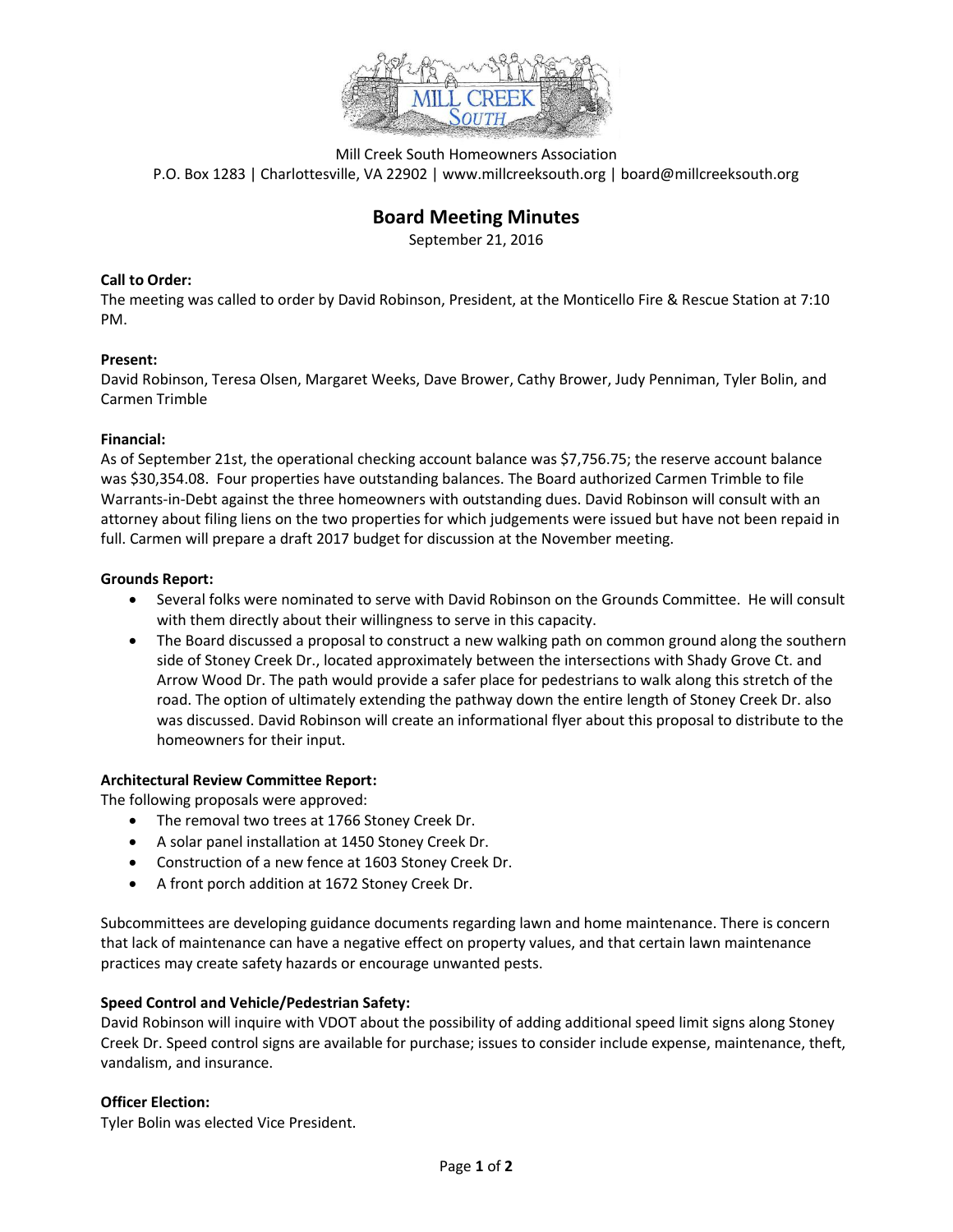Mill Creek South Homeowners Association
P.O. Box 1283 | Charlottesville, VA 22902 | www.millcreeksouth.org | board@millcreeksouth.org

# Board Meeting Minutes

September 21, 2016

**Call to Order:**
The meeting was called to order by David Robinson, President, at the Monticello Fire & Rescue Station at 7:10 PM.

**Present:**
David Robinson, Teresa Olsen, Margaret Weeks, Dave Brower, Cathy Brower, Judy Penniman, Tyler Bolin, and Carmen Trimble

**Financial:**
As of September 21st, the operational checking account balance was $7,756.75; the reserve account balance was $30,354.08. Four properties have outstanding balances. The Board authorized Carmen Trimble to file Warrants-in-Debt against the three homeowners with outstanding dues. David Robinson will consult with an attorney about filing liens on the two properties for which judgements were issued but have not been repaid in full. Carmen will prepare a draft 2017 budget for discussion at the November meeting.

**Grounds Report:**

- Several folks were nominated to serve with David Robinson on the Grounds Committee. He will consult with them directly about their willingness to serve in this capacity.
- The Board discussed a proposal to construct a new walking path on common ground along the southern side of Stoney Creek Dr., located approximately between the intersections with Shady Grove Ct. and Arrow Wood Dr. The path would provide a safer place for pedestrians to walk along this stretch of the road. The option of ultimately extending the pathway down the entire length of Stoney Creek Dr. also was discussed. David Robinson will create an informational flyer about this proposal to distribute to the homeowners for their input.

**Architectural Review Committee Report:**
The following proposals were approved:

- The removal two trees at 1766 Stoney Creek Dr.
- A solar panel installation at 1450 Stoney Creek Dr.
- Construction of a new fence at 1603 Stoney Creek Dr.
- A front porch addition at 1672 Stoney Creek Dr.

Subcommittees are developing guidance documents regarding lawn and home maintenance. There is concern that lack of maintenance can have a negative effect on property values, and that certain lawn maintenance practices may create safety hazards or encourage unwanted pests.

**Speed Control and Vehicle/Pedestrian Safety:**
David Robinson will inquire with VDOT about the possibility of adding additional speed limit signs along Stoney Creek Dr. Speed control signs are available for purchase; issues to consider include expense, maintenance, theft, vandalism, and insurance.

**Officer Election:**
Tyler Bolin was elected Vice President.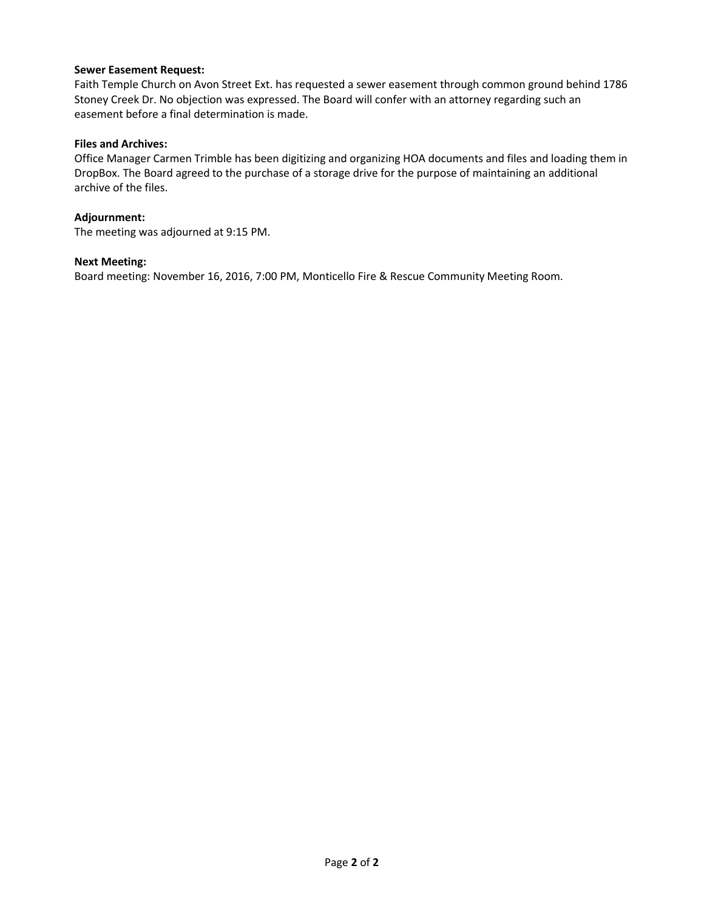**Sewer Easement Request:**
Faith Temple Church on Avon Street Ext. has requested a sewer easement through common ground behind 1786 Stoney Creek Dr. No objection was expressed. The Board will confer with an attorney regarding such an easement before a final determination is made.

**Files and Archives:**
Office Manager Carmen Trimble has been digitizing and organizing HOA documents and files and loading them in DropBox. The Board agreed to the purchase of a storage drive for the purpose of maintaining an additional archive of the files.

**Adjournment:**
The meeting was adjourned at 9:15 PM.

**Next Meeting:**
Board meeting: November 16, 2016, 7:00 PM, Monticello Fire & Rescue Community Meeting Room.